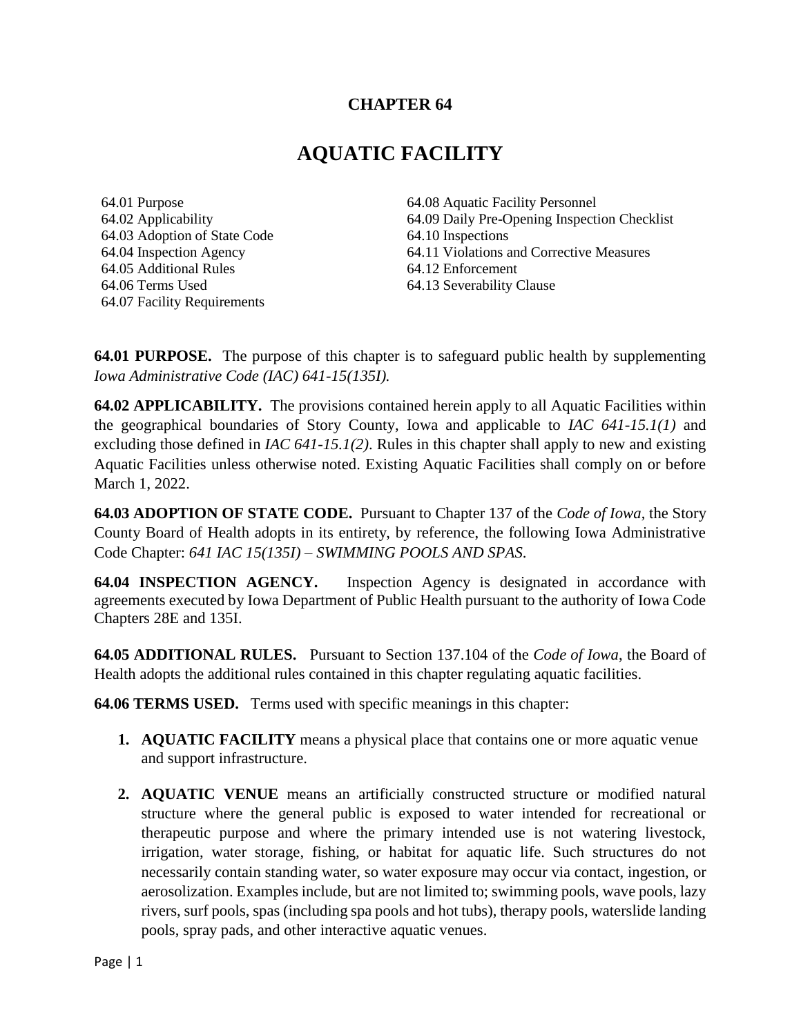# CHAPTER 64

# AQUATIC FACILITY

64.01 Purpose
64.02 Applicability
64.03 Adoption of State Code
64.04 Inspection Agency
64.05 Additional Rules
64.06 Terms Used
64.07 Facility Requirements
64.08 Aquatic Facility Personnel
64.09 Daily Pre-Opening Inspection Checklist
64.10 Inspections
64.11 Violations and Corrective Measures
64.12 Enforcement
64.13 Severability Clause

**64.01 PURPOSE.** The purpose of this chapter is to safeguard public health by supplementing *Iowa Administrative Code (IAC) 641-15(135I).*

**64.02 APPLICABILITY.** The provisions contained herein apply to all Aquatic Facilities within the geographical boundaries of Story County, Iowa and applicable to *IAC 641-15.1(1)* and excluding those defined in *IAC 641-15.1(2)*. Rules in this chapter shall apply to new and existing Aquatic Facilities unless otherwise noted. Existing Aquatic Facilities shall comply on or before March 1, 2022.

**64.03 ADOPTION OF STATE CODE.** Pursuant to Chapter 137 of the *Code of Iowa*, the Story County Board of Health adopts in its entirety, by reference, the following Iowa Administrative Code Chapter: *641 IAC 15(135I) – SWIMMING POOLS AND SPAS.*

**64.04 INSPECTION AGENCY.** Inspection Agency is designated in accordance with agreements executed by Iowa Department of Public Health pursuant to the authority of Iowa Code Chapters 28E and 135I.

**64.05 ADDITIONAL RULES.** Pursuant to Section 137.104 of the *Code of Iowa*, the Board of Health adopts the additional rules contained in this chapter regulating aquatic facilities.

**64.06 TERMS USED.** Terms used with specific meanings in this chapter:

1. **AQUATIC FACILITY** means a physical place that contains one or more aquatic venue and support infrastructure.

2. **AQUATIC VENUE** means an artificially constructed structure or modified natural structure where the general public is exposed to water intended for recreational or therapeutic purpose and where the primary intended use is not watering livestock, irrigation, water storage, fishing, or habitat for aquatic life. Such structures do not necessarily contain standing water, so water exposure may occur via contact, ingestion, or aerosolization. Examples include, but are not limited to; swimming pools, wave pools, lazy rivers, surf pools, spas (including spa pools and hot tubs), therapy pools, waterslide landing pools, spray pads, and other interactive aquatic venues.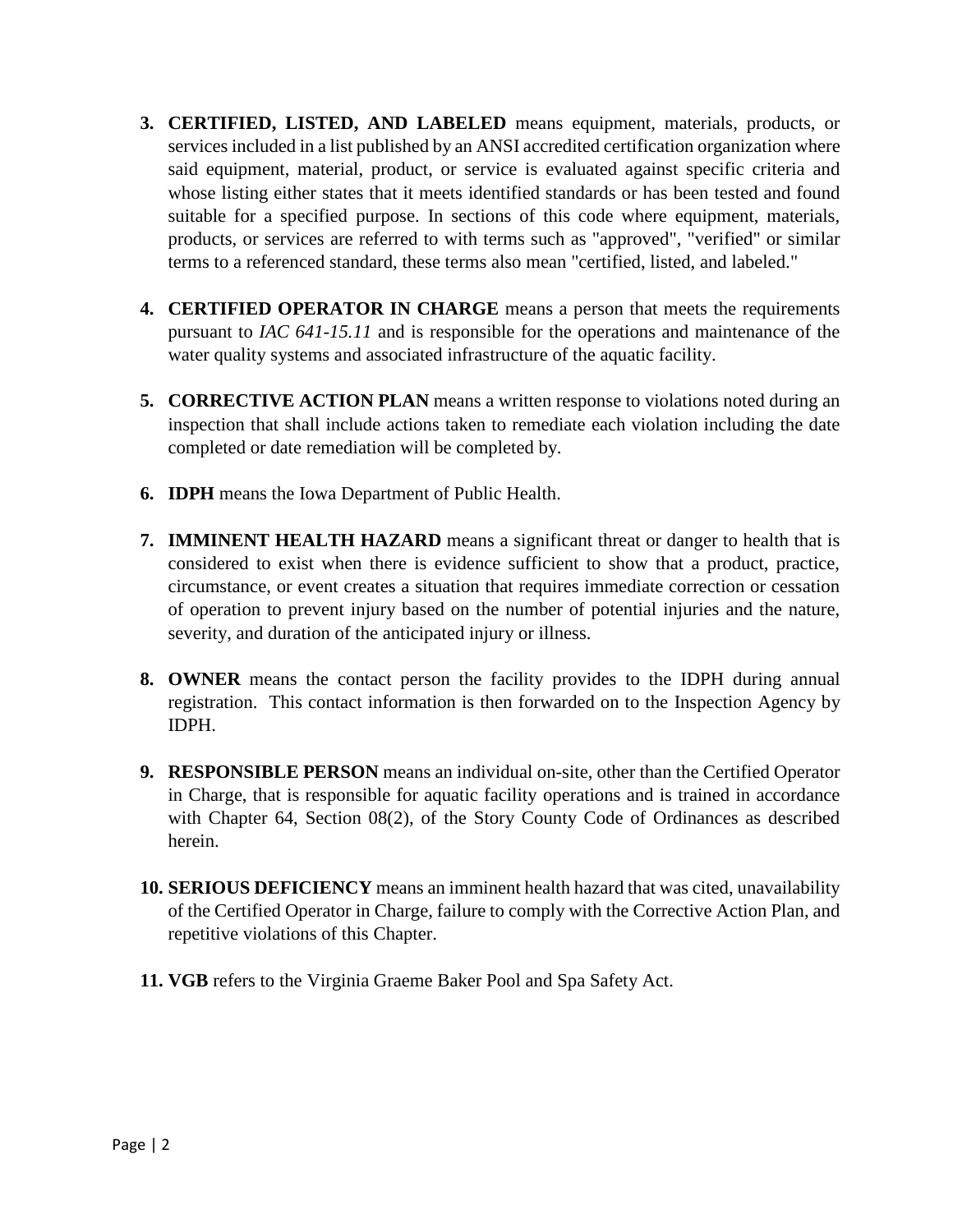3. **CERTIFIED, LISTED, AND LABELED** means equipment, materials, products, or services included in a list published by an ANSI accredited certification organization where said equipment, material, product, or service is evaluated against specific criteria and whose listing either states that it meets identified standards or has been tested and found suitable for a specified purpose. In sections of this code where equipment, materials, products, or services are referred to with terms such as "approved", "verified" or similar terms to a referenced standard, these terms also mean "certified, listed, and labeled."

4. **CERTIFIED OPERATOR IN CHARGE** means a person that meets the requirements pursuant to *IAC 641-15.11* and is responsible for the operations and maintenance of the water quality systems and associated infrastructure of the aquatic facility.

5. **CORRECTIVE ACTION PLAN** means a written response to violations noted during an inspection that shall include actions taken to remediate each violation including the date completed or date remediation will be completed by.

6. **IDPH** means the Iowa Department of Public Health.

7. **IMMINENT HEALTH HAZARD** means a significant threat or danger to health that is considered to exist when there is evidence sufficient to show that a product, practice, circumstance, or event creates a situation that requires immediate correction or cessation of operation to prevent injury based on the number of potential injuries and the nature, severity, and duration of the anticipated injury or illness.

8. **OWNER** means the contact person the facility provides to the IDPH during annual registration. This contact information is then forwarded on to the Inspection Agency by IDPH.

9. **RESPONSIBLE PERSON** means an individual on-site, other than the Certified Operator in Charge, that is responsible for aquatic facility operations and is trained in accordance with Chapter 64, Section 08(2), of the Story County Code of Ordinances as described herein.

10. **SERIOUS DEFICIENCY** means an imminent health hazard that was cited, unavailability of the Certified Operator in Charge, failure to comply with the Corrective Action Plan, and repetitive violations of this Chapter.

11. **VGB** refers to the Virginia Graeme Baker Pool and Spa Safety Act.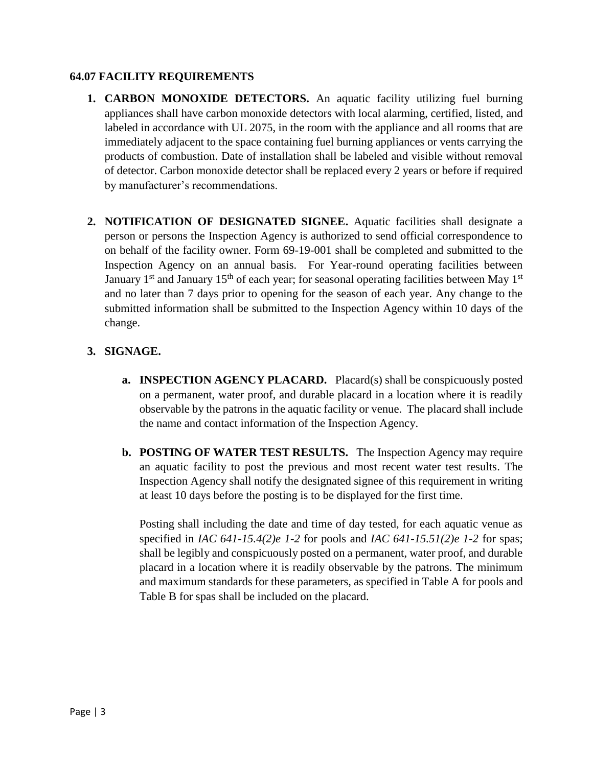### 64.07 FACILITY REQUIREMENTS

1. **CARBON MONOXIDE DETECTORS.** An aquatic facility utilizing fuel burning appliances shall have carbon monoxide detectors with local alarming, certified, listed, and labeled in accordance with UL 2075, in the room with the appliance and all rooms that are immediately adjacent to the space containing fuel burning appliances or vents carrying the products of combustion. Date of installation shall be labeled and visible without removal of detector. Carbon monoxide detector shall be replaced every 2 years or before if required by manufacturer's recommendations.

2. **NOTIFICATION OF DESIGNATED SIGNEE.** Aquatic facilities shall designate a person or persons the Inspection Agency is authorized to send official correspondence to on behalf of the facility owner. Form 69-19-001 shall be completed and submitted to the Inspection Agency on an annual basis. For Year-round operating facilities between January 1st and January 15th of each year; for seasonal operating facilities between May 1st and no later than 7 days prior to opening for the season of each year. Any change to the submitted information shall be submitted to the Inspection Agency within 10 days of the change.

3. **SIGNAGE.**

   a. **INSPECTION AGENCY PLACARD.** Placard(s) shall be conspicuously posted on a permanent, water proof, and durable placard in a location where it is readily observable by the patrons in the aquatic facility or venue. The placard shall include the name and contact information of the Inspection Agency.

   b. **POSTING OF WATER TEST RESULTS.** The Inspection Agency may require an aquatic facility to post the previous and most recent water test results. The Inspection Agency shall notify the designated signee of this requirement in writing at least 10 days before the posting is to be displayed for the first time.

      Posting shall including the date and time of day tested, for each aquatic venue as specified in *IAC 641-15.4(2)e 1-2* for pools and *IAC 641-15.51(2)e 1-2* for spas; shall be legibly and conspicuously posted on a permanent, water proof, and durable placard in a location where it is readily observable by the patrons. The minimum and maximum standards for these parameters, as specified in Table A for pools and Table B for spas shall be included on the placard.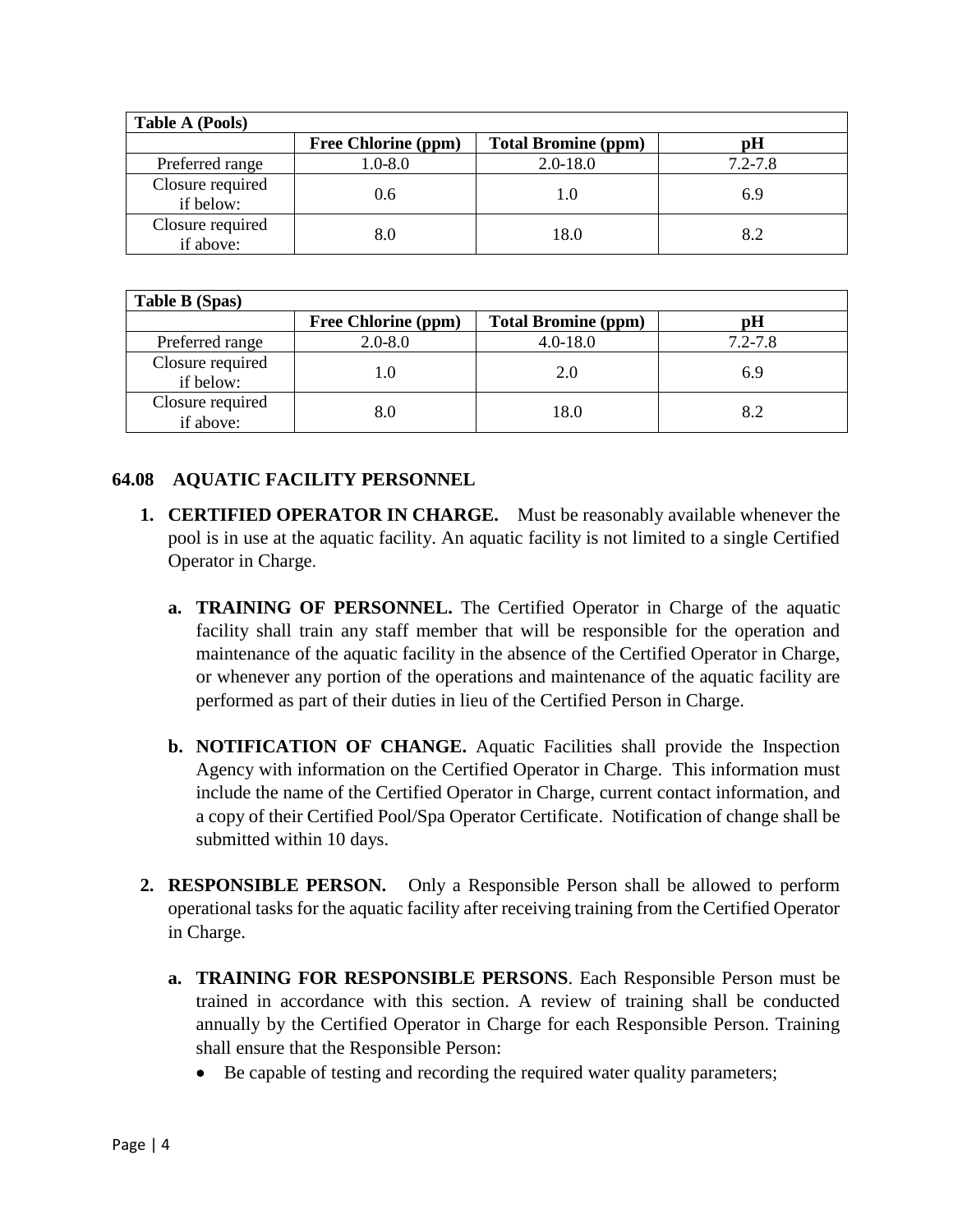| Table A (Pools) | | | |
|---|---|---|---|
| | **Free Chlorine (ppm)** | **Total Bromine (ppm)** | **pH** |
| Preferred range | 1.0-8.0 | 2.0-18.0 | 7.2-7.8 |
| Closure required if below: | 0.6 | 1.0 | 6.9 |
| Closure required if above: | 8.0 | 18.0 | 8.2 |

| Table B (Spas) | | | |
|---|---|---|---|
| | **Free Chlorine (ppm)** | **Total Bromine (ppm)** | **pH** |
| Preferred range | 2.0-8.0 | 4.0-18.0 | 7.2-7.8 |
| Closure required if below: | 1.0 | 2.0 | 6.9 |
| Closure required if above: | 8.0 | 18.0 | 8.2 |

### 64.08 AQUATIC FACILITY PERSONNEL

1. **CERTIFIED OPERATOR IN CHARGE.** Must be reasonably available whenever the pool is in use at the aquatic facility. An aquatic facility is not limited to a single Certified Operator in Charge.

   a. **TRAINING OF PERSONNEL.** The Certified Operator in Charge of the aquatic facility shall train any staff member that will be responsible for the operation and maintenance of the aquatic facility in the absence of the Certified Operator in Charge, or whenever any portion of the operations and maintenance of the aquatic facility are performed as part of their duties in lieu of the Certified Person in Charge.

   b. **NOTIFICATION OF CHANGE.** Aquatic Facilities shall provide the Inspection Agency with information on the Certified Operator in Charge. This information must include the name of the Certified Operator in Charge, current contact information, and a copy of their Certified Pool/Spa Operator Certificate. Notification of change shall be submitted within 10 days.

2. **RESPONSIBLE PERSON.** Only a Responsible Person shall be allowed to perform operational tasks for the aquatic facility after receiving training from the Certified Operator in Charge.

   a. **TRAINING FOR RESPONSIBLE PERSONS**. Each Responsible Person must be trained in accordance with this section. A review of training shall be conducted annually by the Certified Operator in Charge for each Responsible Person. Training shall ensure that the Responsible Person:

      - Be capable of testing and recording the required water quality parameters;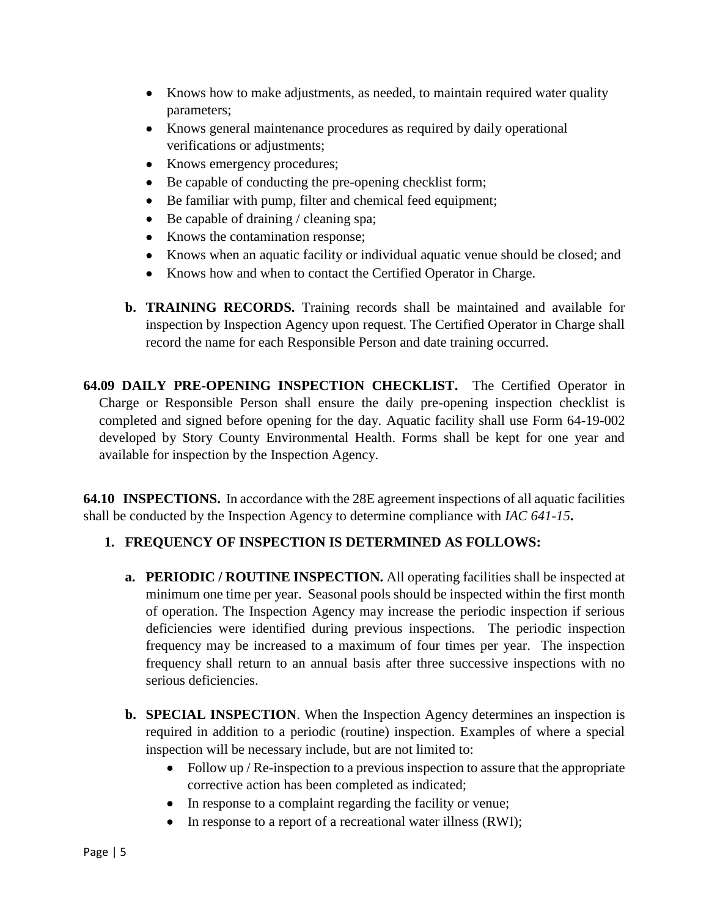- Knows how to make adjustments, as needed, to maintain required water quality parameters;
- Knows general maintenance procedures as required by daily operational verifications or adjustments;
- Knows emergency procedures;
- Be capable of conducting the pre-opening checklist form;
- Be familiar with pump, filter and chemical feed equipment;
- Be capable of draining / cleaning spa;
- Knows the contamination response;
- Knows when an aquatic facility or individual aquatic venue should be closed; and
- Knows how and when to contact the Certified Operator in Charge.

**b. TRAINING RECORDS.** Training records shall be maintained and available for inspection by Inspection Agency upon request. The Certified Operator in Charge shall record the name for each Responsible Person and date training occurred.

**64.09 DAILY PRE-OPENING INSPECTION CHECKLIST.** The Certified Operator in Charge or Responsible Person shall ensure the daily pre-opening inspection checklist is completed and signed before opening for the day. Aquatic facility shall use Form 64-19-002 developed by Story County Environmental Health. Forms shall be kept for one year and available for inspection by the Inspection Agency.

**64.10 INSPECTIONS.** In accordance with the 28E agreement inspections of all aquatic facilities shall be conducted by the Inspection Agency to determine compliance with *IAC 641-15***.**

**1. FREQUENCY OF INSPECTION IS DETERMINED AS FOLLOWS:**

**a. PERIODIC / ROUTINE INSPECTION.** All operating facilities shall be inspected at minimum one time per year. Seasonal pools should be inspected within the first month of operation. The Inspection Agency may increase the periodic inspection if serious deficiencies were identified during previous inspections. The periodic inspection frequency may be increased to a maximum of four times per year. The inspection frequency shall return to an annual basis after three successive inspections with no serious deficiencies.

**b. SPECIAL INSPECTION**. When the Inspection Agency determines an inspection is required in addition to a periodic (routine) inspection. Examples of where a special inspection will be necessary include, but are not limited to:

- Follow up / Re-inspection to a previous inspection to assure that the appropriate corrective action has been completed as indicated;
- In response to a complaint regarding the facility or venue;
- In response to a report of a recreational water illness (RWI);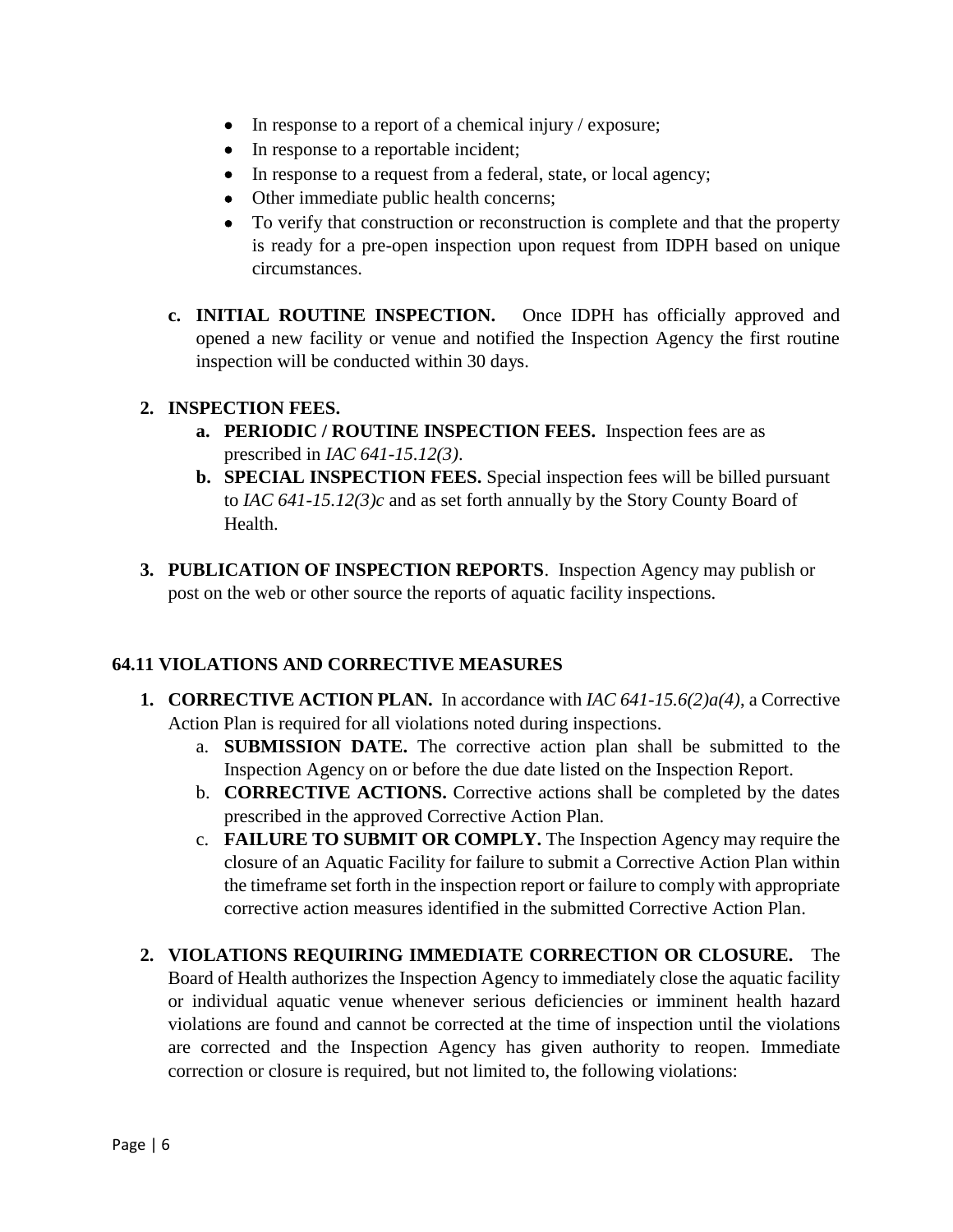- In response to a report of a chemical injury / exposure;
- In response to a reportable incident;
- In response to a request from a federal, state, or local agency;
- Other immediate public health concerns;
- To verify that construction or reconstruction is complete and that the property is ready for a pre-open inspection upon request from IDPH based on unique circumstances.

c. **INITIAL ROUTINE INSPECTION.** Once IDPH has officially approved and opened a new facility or venue and notified the Inspection Agency the first routine inspection will be conducted within 30 days.

2. **INSPECTION FEES.**
   a. **PERIODIC / ROUTINE INSPECTION FEES.** Inspection fees are as prescribed in *IAC 641-15.12(3)*.
   b. **SPECIAL INSPECTION FEES.** Special inspection fees will be billed pursuant to *IAC 641-15.12(3)c* and as set forth annually by the Story County Board of Health.

3. **PUBLICATION OF INSPECTION REPORTS**. Inspection Agency may publish or post on the web or other source the reports of aquatic facility inspections.

## 64.11 VIOLATIONS AND CORRECTIVE MEASURES

1. **CORRECTIVE ACTION PLAN.** In accordance with *IAC 641-15.6(2)a(4)*, a Corrective Action Plan is required for all violations noted during inspections.
   a. **SUBMISSION DATE.** The corrective action plan shall be submitted to the Inspection Agency on or before the due date listed on the Inspection Report.
   b. **CORRECTIVE ACTIONS.** Corrective actions shall be completed by the dates prescribed in the approved Corrective Action Plan.
   c. **FAILURE TO SUBMIT OR COMPLY.** The Inspection Agency may require the closure of an Aquatic Facility for failure to submit a Corrective Action Plan within the timeframe set forth in the inspection report or failure to comply with appropriate corrective action measures identified in the submitted Corrective Action Plan.

2. **VIOLATIONS REQUIRING IMMEDIATE CORRECTION OR CLOSURE.** The Board of Health authorizes the Inspection Agency to immediately close the aquatic facility or individual aquatic venue whenever serious deficiencies or imminent health hazard violations are found and cannot be corrected at the time of inspection until the violations are corrected and the Inspection Agency has given authority to reopen. Immediate correction or closure is required, but not limited to, the following violations: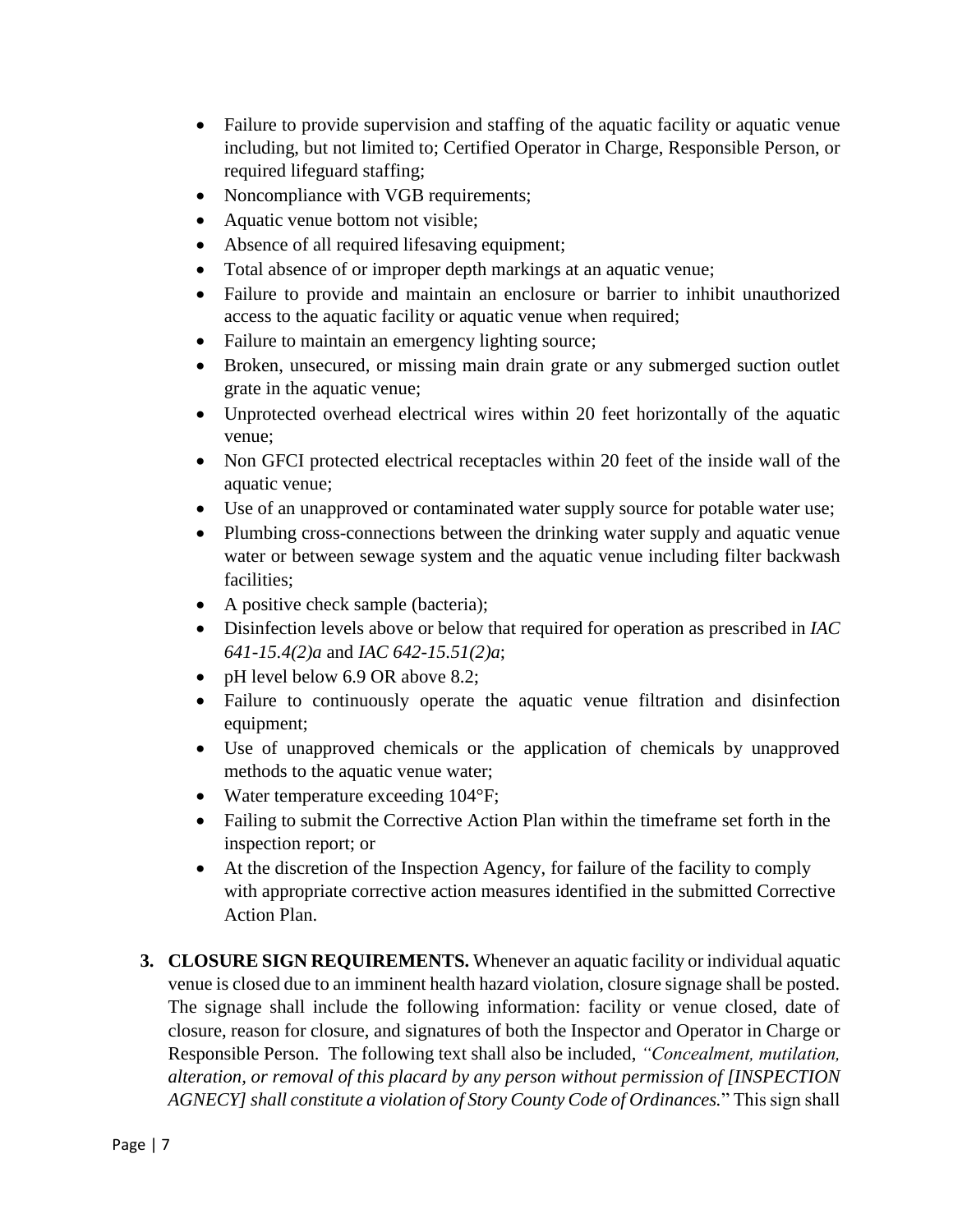- Failure to provide supervision and staffing of the aquatic facility or aquatic venue including, but not limited to; Certified Operator in Charge, Responsible Person, or required lifeguard staffing;
- Noncompliance with VGB requirements;
- Aquatic venue bottom not visible;
- Absence of all required lifesaving equipment;
- Total absence of or improper depth markings at an aquatic venue;
- Failure to provide and maintain an enclosure or barrier to inhibit unauthorized access to the aquatic facility or aquatic venue when required;
- Failure to maintain an emergency lighting source;
- Broken, unsecured, or missing main drain grate or any submerged suction outlet grate in the aquatic venue;
- Unprotected overhead electrical wires within 20 feet horizontally of the aquatic venue;
- Non GFCI protected electrical receptacles within 20 feet of the inside wall of the aquatic venue;
- Use of an unapproved or contaminated water supply source for potable water use;
- Plumbing cross-connections between the drinking water supply and aquatic venue water or between sewage system and the aquatic venue including filter backwash facilities;
- A positive check sample (bacteria);
- Disinfection levels above or below that required for operation as prescribed in *IAC 641-15.4(2)a* and *IAC 642-15.51(2)a*;
- pH level below 6.9 OR above 8.2;
- Failure to continuously operate the aquatic venue filtration and disinfection equipment;
- Use of unapproved chemicals or the application of chemicals by unapproved methods to the aquatic venue water;
- Water temperature exceeding 104°F;
- Failing to submit the Corrective Action Plan within the timeframe set forth in the inspection report; or
- At the discretion of the Inspection Agency, for failure of the facility to comply with appropriate corrective action measures identified in the submitted Corrective Action Plan.

3. **CLOSURE SIGN REQUIREMENTS.** Whenever an aquatic facility or individual aquatic venue is closed due to an imminent health hazard violation, closure signage shall be posted. The signage shall include the following information: facility or venue closed, date of closure, reason for closure, and signatures of both the Inspector and Operator in Charge or Responsible Person. The following text shall also be included, *"Concealment, mutilation, alteration, or removal of this placard by any person without permission of [INSPECTION AGNECY] shall constitute a violation of Story County Code of Ordinances.*" This sign shall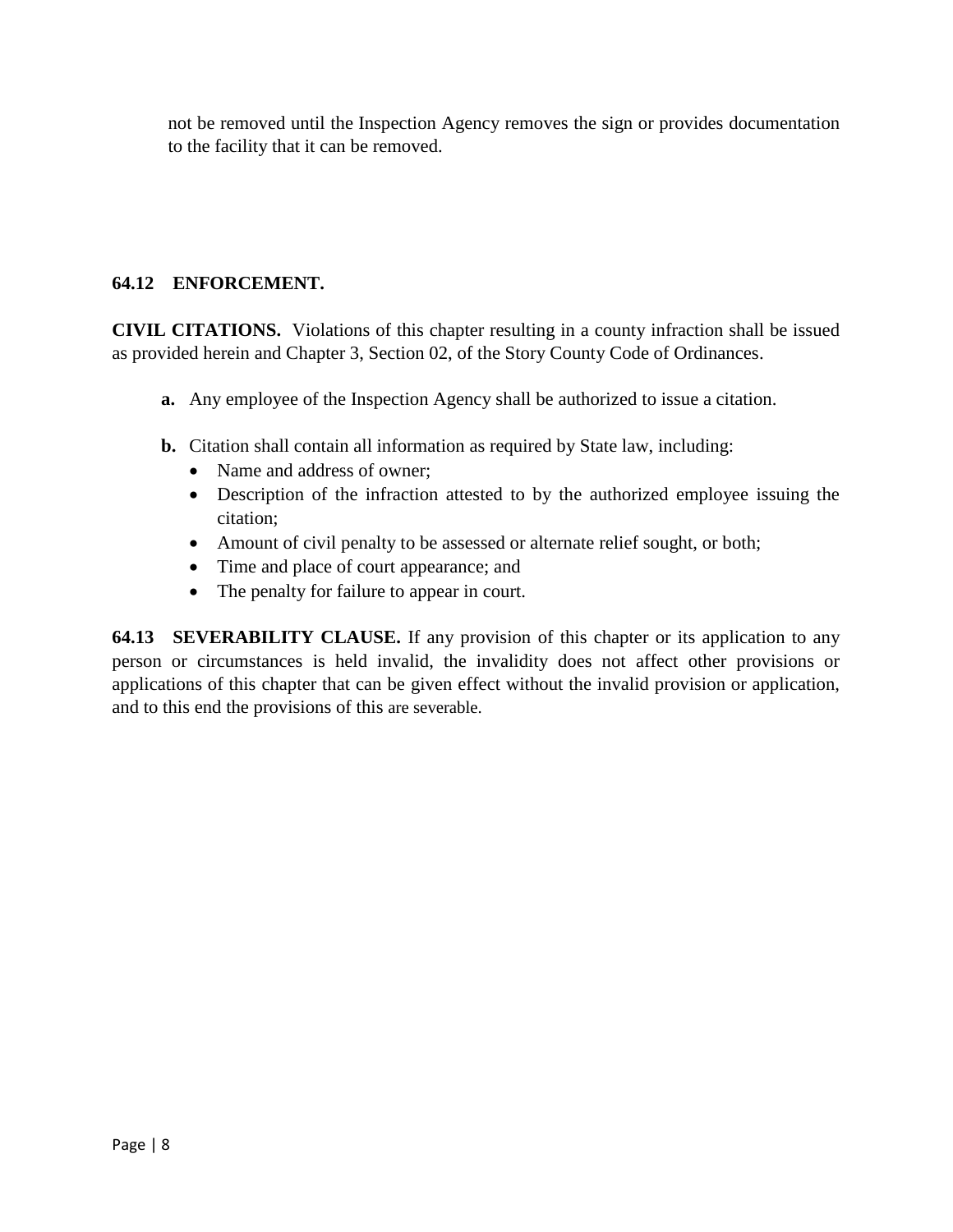not be removed until the Inspection Agency removes the sign or provides documentation to the facility that it can be removed.

## 64.12 ENFORCEMENT.

**CIVIL CITATIONS.** Violations of this chapter resulting in a county infraction shall be issued as provided herein and Chapter 3, Section 02, of the Story County Code of Ordinances.

**a.** Any employee of the Inspection Agency shall be authorized to issue a citation.

**b.** Citation shall contain all information as required by State law, including:

- Name and address of owner;
- Description of the infraction attested to by the authorized employee issuing the citation;
- Amount of civil penalty to be assessed or alternate relief sought, or both;
- Time and place of court appearance; and
- The penalty for failure to appear in court.

**64.13 SEVERABILITY CLAUSE.** If any provision of this chapter or its application to any person or circumstances is held invalid, the invalidity does not affect other provisions or applications of this chapter that can be given effect without the invalid provision or application, and to this end the provisions of this are severable.